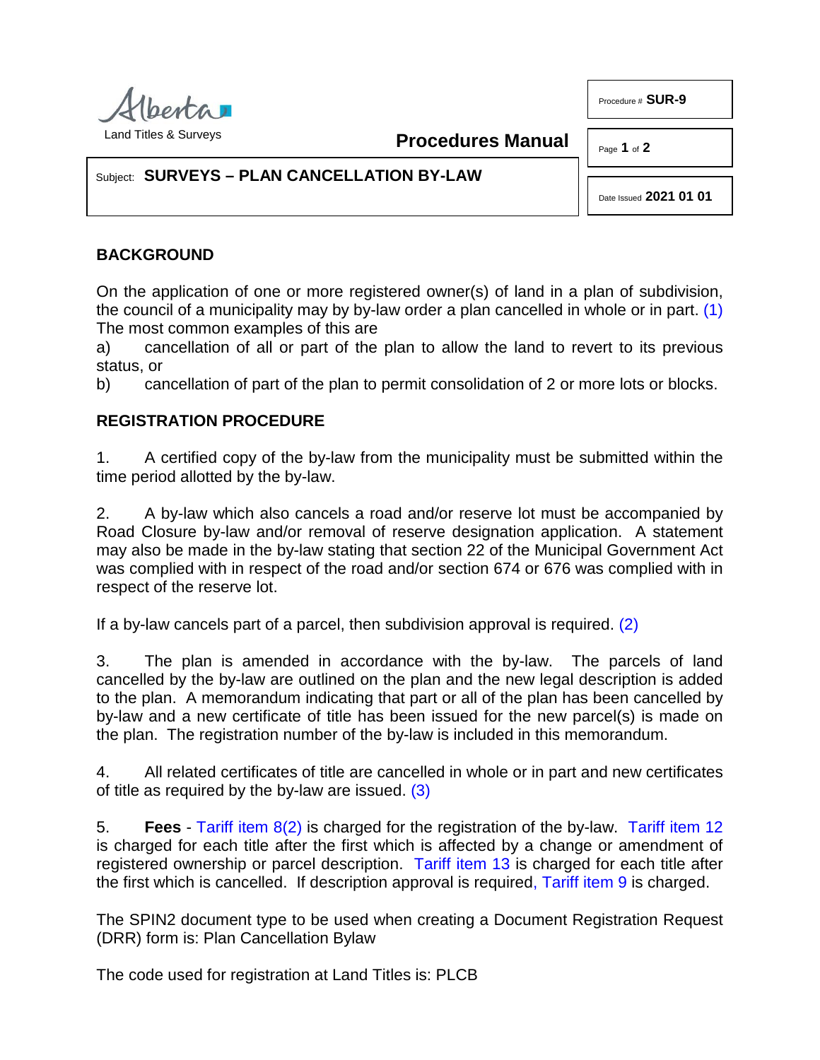Alberta

Land Titles & Surveys

**Procedures Manual**

Procedure # **SUR-9**

Subject: **SURVEYS – PLAN CANCELLATION BY-LAW**

Date Issued **2021 01 01**

## BACKGROUND

On the application of one or more registered owner(s) of land in a plan of subdivision, the council of a municipality may by by-law order a plan cancelled in whole or in part. (1) The most common examples of this are

a) cancellation of all or part of the plan to allow the land to revert to its previous status, or

b) cancellation of part of the plan to permit consolidation of 2 or more lots or blocks.

## REGISTRATION PROCEDURE

1. A certified copy of the by-law from the municipality must be submitted within the time period allotted by the by-law.

2. A by-law which also cancels a road and/or reserve lot must be accompanied by Road Closure by-law and/or removal of reserve designation application. A statement may also be made in the by-law stating that section 22 of the Municipal Government Act was complied with in respect of the road and/or section 674 or 676 was complied with in respect of the reserve lot.

If a by-law cancels part of a parcel, then subdivision approval is required. (2)

3. The plan is amended in accordance with the by-law. The parcels of land cancelled by the by-law are outlined on the plan and the new legal description is added to the plan. A memorandum indicating that part or all of the plan has been cancelled by by-law and a new certificate of title has been issued for the new parcel(s) is made on the plan. The registration number of the by-law is included in this memorandum.

4. All related certificates of title are cancelled in whole or in part and new certificates of title as required by the by-law are issued. (3)

5. **Fees** - Tariff item 8(2) is charged for the registration of the by-law. Tariff item 12 is charged for each title after the first which is affected by a change or amendment of registered ownership or parcel description. Tariff item 13 is charged for each title after the first which is cancelled. If description approval is required, Tariff item 9 is charged.

The SPIN2 document type to be used when creating a Document Registration Request (DRR) form is: Plan Cancellation Bylaw

The code used for registration at Land Titles is: PLCB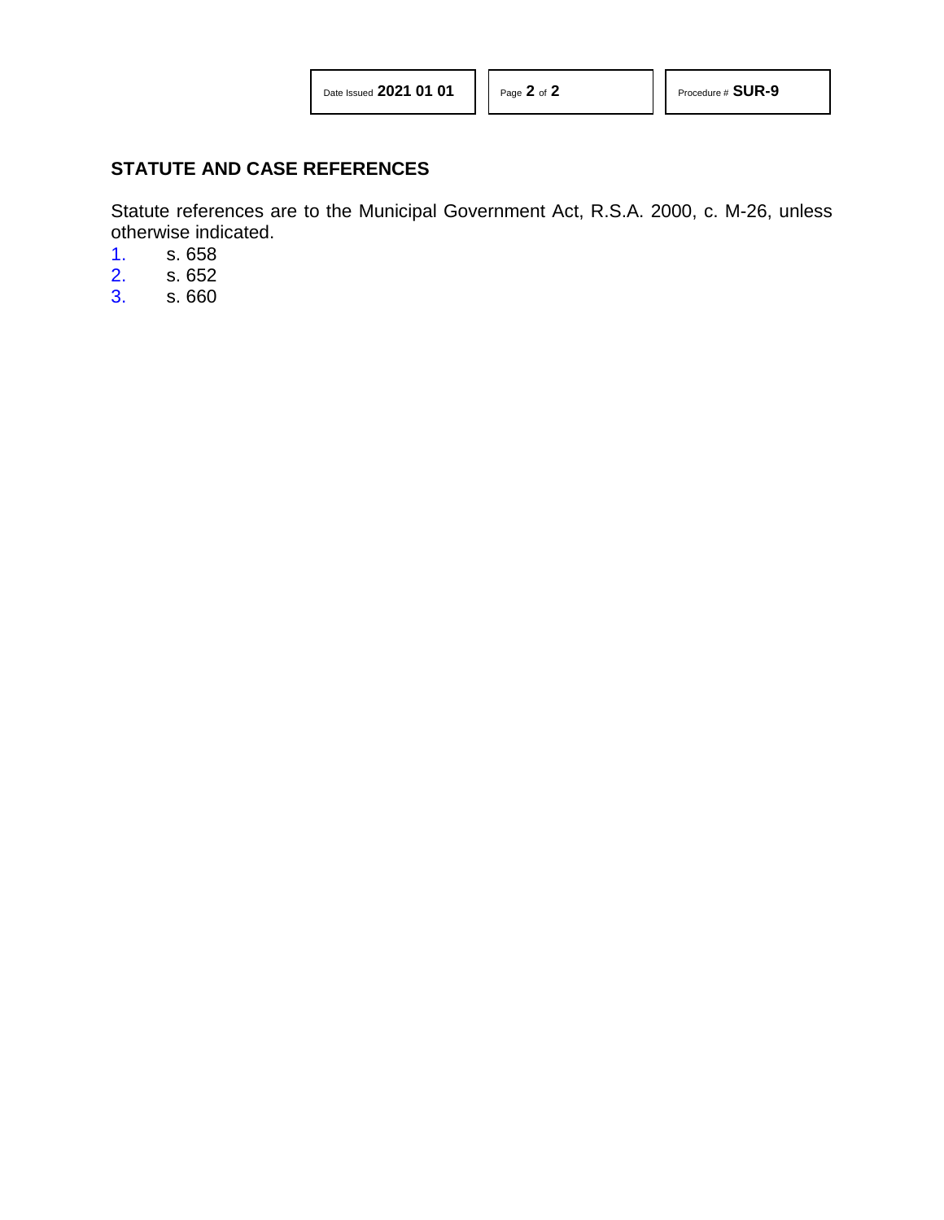## STATUTE AND CASE REFERENCES

Statute references are to the Municipal Government Act, R.S.A. 2000, c. M-26, unless otherwise indicated.

1. s. 658
2. s. 652
3. s. 660